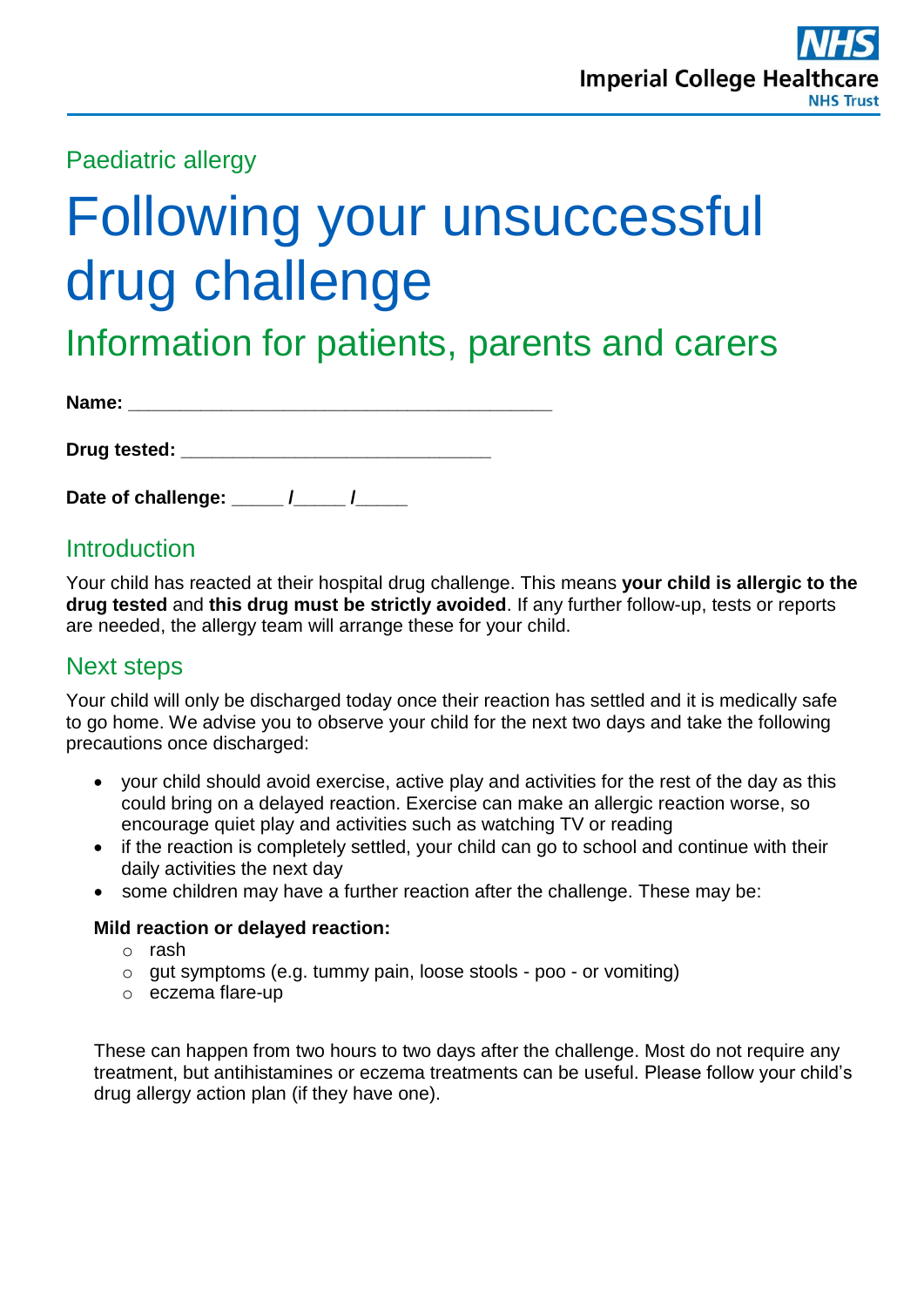Paediatric allergy

# Following your unsuccessful drug challenge

## Information for patients, parents and carers

**Name:** ________________________________________

**Drug tested:** ______________________________

**Date of challenge:** _____ /_____ /_____

## Introduction

Your child has reacted at their hospital drug challenge. This means **your child is allergic to the drug tested** and **this drug must be strictly avoided**. If any further follow-up, tests or reports are needed, the allergy team will arrange these for your child.

## Next steps

Your child will only be discharged today once their reaction has settled and it is medically safe to go home. We advise you to observe your child for the next two days and take the following precautions once discharged:

- your child should avoid exercise, active play and activities for the rest of the day as this could bring on a delayed reaction. Exercise can make an allergic reaction worse, so encourage quiet play and activities such as watching TV or reading
- if the reaction is completely settled, your child can go to school and continue with their daily activities the next day
- some children may have a further reaction after the challenge. These may be:

**Mild reaction or delayed reaction:**

- rash
- gut symptoms (e.g. tummy pain, loose stools - poo - or vomiting)
- eczema flare-up

These can happen from two hours to two days after the challenge. Most do not require any treatment, but antihistamines or eczema treatments can be useful. Please follow your child's drug allergy action plan (if they have one).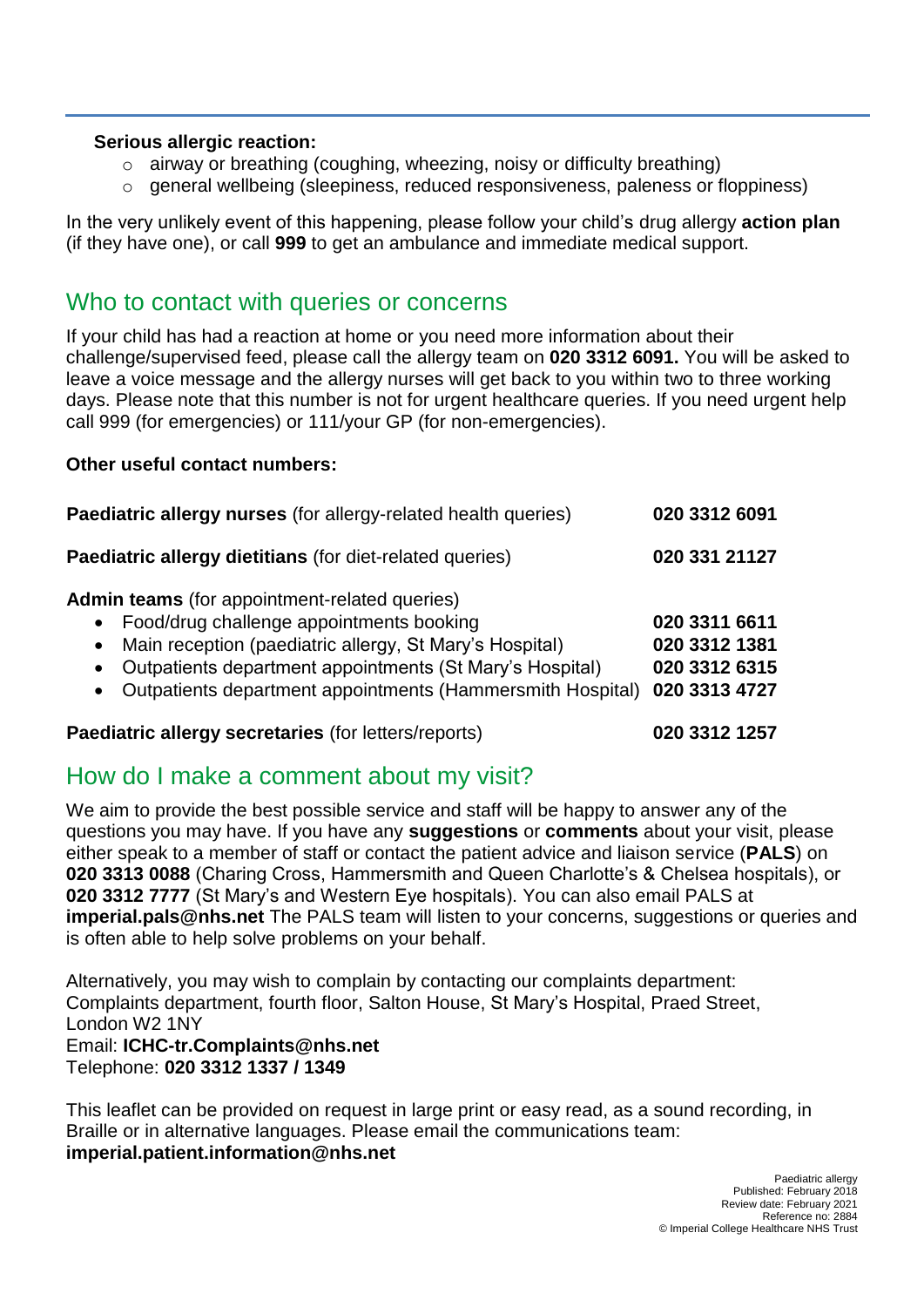**Serious allergic reaction:**

- airway or breathing (coughing, wheezing, noisy or difficulty breathing)
- general wellbeing (sleepiness, reduced responsiveness, paleness or floppiness)

In the very unlikely event of this happening, please follow your child's drug allergy **action plan** (if they have one), or call **999** to get an ambulance and immediate medical support.

## Who to contact with queries or concerns

If your child has had a reaction at home or you need more information about their challenge/supervised feed, please call the allergy team on **020 3312 6091.** You will be asked to leave a voice message and the allergy nurses will get back to you within two to three working days. Please note that this number is not for urgent healthcare queries. If you need urgent help call 999 (for emergencies) or 111/your GP (for non-emergencies).

**Other useful contact numbers:**

| | |
|---|---|
| **Paediatric allergy nurses** (for allergy-related health queries) | **020 3312 6091** |
| **Paediatric allergy dietitians** (for diet-related queries) | **020 331 21127** |
| **Admin teams** (for appointment-related queries) | |
| • Food/drug challenge appointments booking | **020 3311 6611** |
| • Main reception (paediatric allergy, St Mary's Hospital) | **020 3312 1381** |
| • Outpatients department appointments (St Mary's Hospital) | **020 3312 6315** |
| • Outpatients department appointments (Hammersmith Hospital) | **020 3313 4727** |
| **Paediatric allergy secretaries** (for letters/reports) | **020 3312 1257** |

## How do I make a comment about my visit?

We aim to provide the best possible service and staff will be happy to answer any of the questions you may have. If you have any **suggestions** or **comments** about your visit, please either speak to a member of staff or contact the patient advice and liaison service (**PALS**) on **020 3313 0088** (Charing Cross, Hammersmith and Queen Charlotte's & Chelsea hospitals), or **020 3312 7777** (St Mary's and Western Eye hospitals). You can also email PALS at **imperial.pals@nhs.net** The PALS team will listen to your concerns, suggestions or queries and is often able to help solve problems on your behalf.

Alternatively, you may wish to complain by contacting our complaints department:
Complaints department, fourth floor, Salton House, St Mary's Hospital, Praed Street, London W2 1NY
Email: **ICHC-tr.Complaints@nhs.net**
Telephone: **020 3312 1337 / 1349**

This leaflet can be provided on request in large print or easy read, as a sound recording, in Braille or in alternative languages. Please email the communications team: **imperial.patient.information@nhs.net**

Paediatric allergy
Published: February 2018
Review date: February 2021
Reference no: 2884
© Imperial College Healthcare NHS Trust